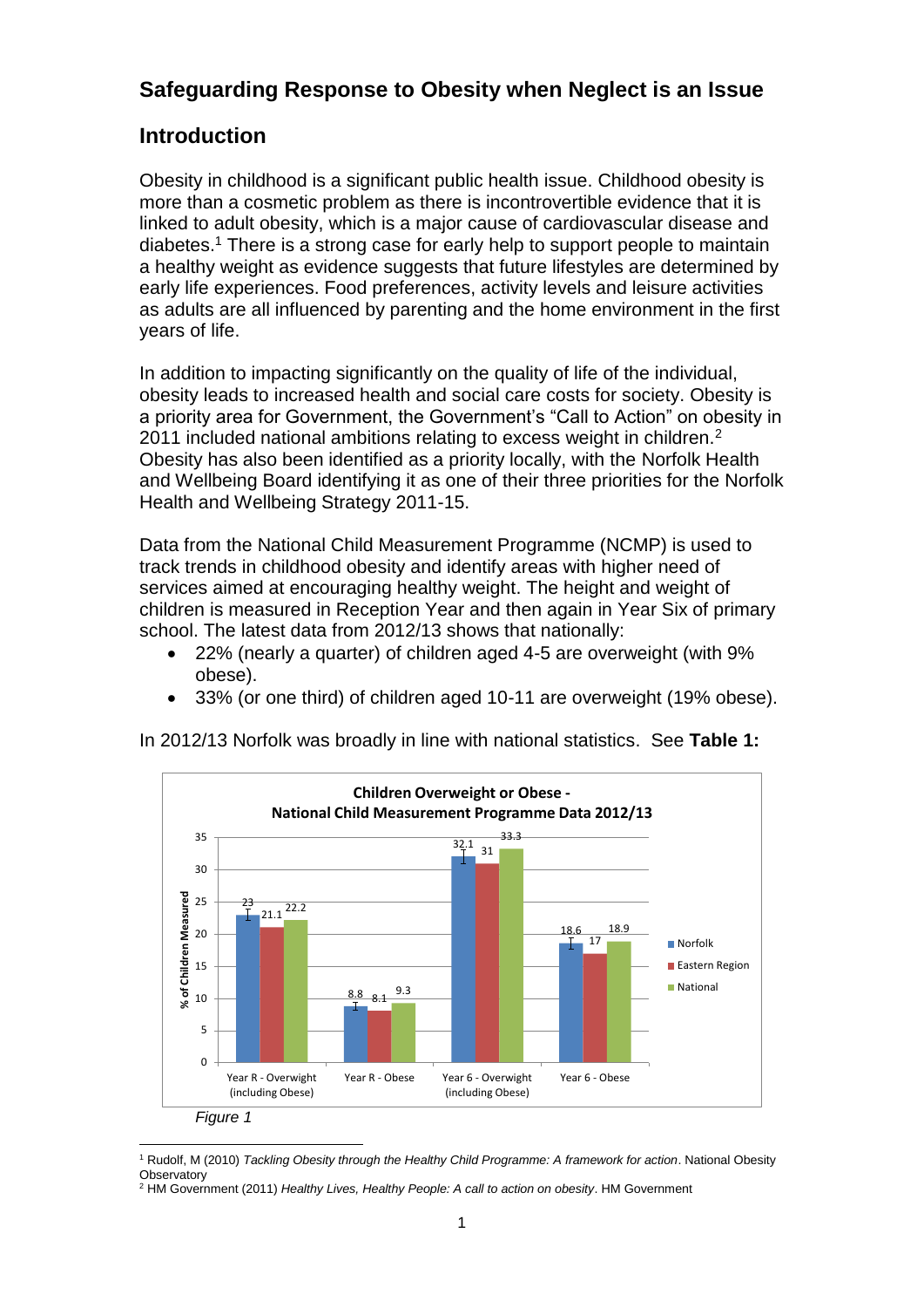# Safeguarding Response to Obesity when Neglect is an Issue

## Introduction

Obesity in childhood is a significant public health issue. Childhood obesity is more than a cosmetic problem as there is incontrovertible evidence that it is linked to adult obesity, which is a major cause of cardiovascular disease and diabetes.[1] There is a strong case for early help to support people to maintain a healthy weight as evidence suggests that future lifestyles are determined by early life experiences. Food preferences, activity levels and leisure activities as adults are all influenced by parenting and the home environment in the first years of life.

In addition to impacting significantly on the quality of life of the individual, obesity leads to increased health and social care costs for society. Obesity is a priority area for Government, the Government's "Call to Action" on obesity in 2011 included national ambitions relating to excess weight in children.[2] Obesity has also been identified as a priority locally, with the Norfolk Health and Wellbeing Board identifying it as one of their three priorities for the Norfolk Health and Wellbeing Strategy 2011-15.

Data from the National Child Measurement Programme (NCMP) is used to track trends in childhood obesity and identify areas with higher need of services aimed at encouraging healthy weight. The height and weight of children is measured in Reception Year and then again in Year Six of primary school. The latest data from 2012/13 shows that nationally:

- 22% (nearly a quarter) of children aged 4-5 are overweight (with 9% obese).
- 33% (or one third) of children aged 10-11 are overweight (19% obese).

In 2012/13 Norfolk was broadly in line with national statistics. See **Table 1:**

**Children Overweight or Obese - National Child Measurement Programme Data 2012/13**

| % of Children Measured | Norfolk | Eastern Region | National |
|---|---|---|---|
| Year R - Overweight (including Obese) | 23 | 21.1 | 22.2 |
| Year R - Obese | 8.8 | 8.1 | 9.3 |
| Year 6 - Overweight (including Obese) | 32.1 | 31 | 33.3 |
| Year 6 - Obese | 18.6 | 17 | 18.9 |

*Figure 1*

[1] Rudolf, M (2010) *Tackling Obesity through the Healthy Child Programme: A framework for action*. National Obesity Observatory

[2] HM Government (2011) *Healthy Lives, Healthy People: A call to action on obesity*. HM Government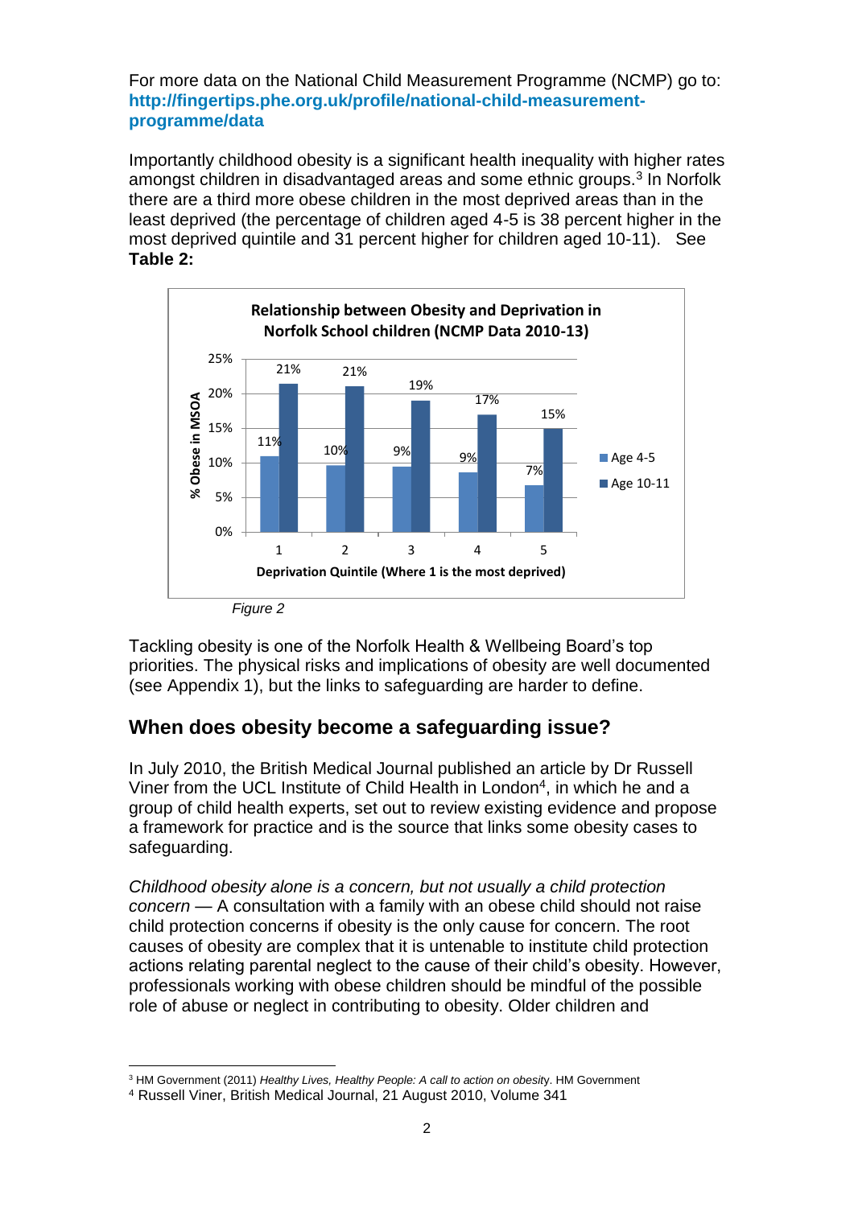For more data on the National Child Measurement Programme (NCMP) go to: **http://fingertips.phe.org.uk/profile/national-child-measurement-programme/data**

Importantly childhood obesity is a significant health inequality with higher rates amongst children in disadvantaged areas and some ethnic groups.[3] In Norfolk there are a third more obese children in the most deprived areas than in the least deprived (the percentage of children aged 4-5 is 38 percent higher in the most deprived quintile and 31 percent higher for children aged 10-11). See **Table 2:**

**Relationship between Obesity and Deprivation in Norfolk School children (NCMP Data 2010-13)**

| Deprivation Quintile (Where 1 is the most deprived) | Age 4-5 (% Obese in MSOA) | Age 10-11 (% Obese in MSOA) |
|---|---|---|
| 1 | 11% | 21% |
| 2 | 10% | 21% |
| 3 | 9% | 19% |
| 4 | 9% | 17% |
| 5 | 7% | 15% |

*Figure 2*

Tackling obesity is one of the Norfolk Health & Wellbeing Board's top priorities. The physical risks and implications of obesity are well documented (see Appendix 1), but the links to safeguarding are harder to define.

## When does obesity become a safeguarding issue?

In July 2010, the British Medical Journal published an article by Dr Russell Viner from the UCL Institute of Child Health in London[4], in which he and a group of child health experts, set out to review existing evidence and propose a framework for practice and is the source that links some obesity cases to safeguarding.

*Childhood obesity alone is a concern, but not usually a child protection concern* — A consultation with a family with an obese child should not raise child protection concerns if obesity is the only cause for concern. The root causes of obesity are complex that it is untenable to institute child protection actions relating parental neglect to the cause of their child's obesity. However, professionals working with obese children should be mindful of the possible role of abuse or neglect in contributing to obesity. Older children and

[3] HM Government (2011) *Healthy Lives, Healthy People: A call to action on obesity*. HM Government

[4] Russell Viner, British Medical Journal, 21 August 2010, Volume 341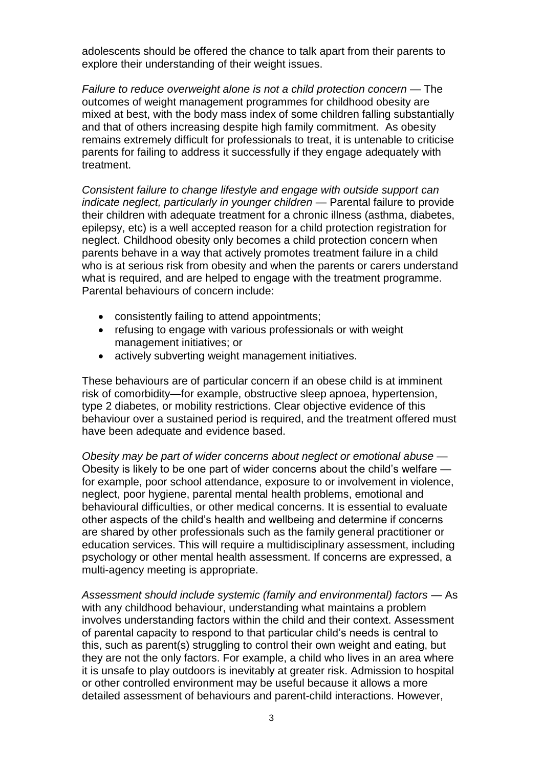adolescents should be offered the chance to talk apart from their parents to explore their understanding of their weight issues.

*Failure to reduce overweight alone is not a child protection concern* — The outcomes of weight management programmes for childhood obesity are mixed at best, with the body mass index of some children falling substantially and that of others increasing despite high family commitment. As obesity remains extremely difficult for professionals to treat, it is untenable to criticise parents for failing to address it successfully if they engage adequately with treatment.

*Consistent failure to change lifestyle and engage with outside support can indicate neglect, particularly in younger children* — Parental failure to provide their children with adequate treatment for a chronic illness (asthma, diabetes, epilepsy, etc) is a well accepted reason for a child protection registration for neglect. Childhood obesity only becomes a child protection concern when parents behave in a way that actively promotes treatment failure in a child who is at serious risk from obesity and when the parents or carers understand what is required, and are helped to engage with the treatment programme. Parental behaviours of concern include:

- consistently failing to attend appointments;
- refusing to engage with various professionals or with weight management initiatives; or
- actively subverting weight management initiatives.

These behaviours are of particular concern if an obese child is at imminent risk of comorbidity—for example, obstructive sleep apnoea, hypertension, type 2 diabetes, or mobility restrictions. Clear objective evidence of this behaviour over a sustained period is required, and the treatment offered must have been adequate and evidence based.

*Obesity may be part of wider concerns about neglect or emotional abuse* — Obesity is likely to be one part of wider concerns about the child's welfare — for example, poor school attendance, exposure to or involvement in violence, neglect, poor hygiene, parental mental health problems, emotional and behavioural difficulties, or other medical concerns. It is essential to evaluate other aspects of the child's health and wellbeing and determine if concerns are shared by other professionals such as the family general practitioner or education services. This will require a multidisciplinary assessment, including psychology or other mental health assessment. If concerns are expressed, a multi-agency meeting is appropriate.

*Assessment should include systemic (family and environmental) factors* — As with any childhood behaviour, understanding what maintains a problem involves understanding factors within the child and their context. Assessment of parental capacity to respond to that particular child's needs is central to this, such as parent(s) struggling to control their own weight and eating, but they are not the only factors. For example, a child who lives in an area where it is unsafe to play outdoors is inevitably at greater risk. Admission to hospital or other controlled environment may be useful because it allows a more detailed assessment of behaviours and parent-child interactions. However,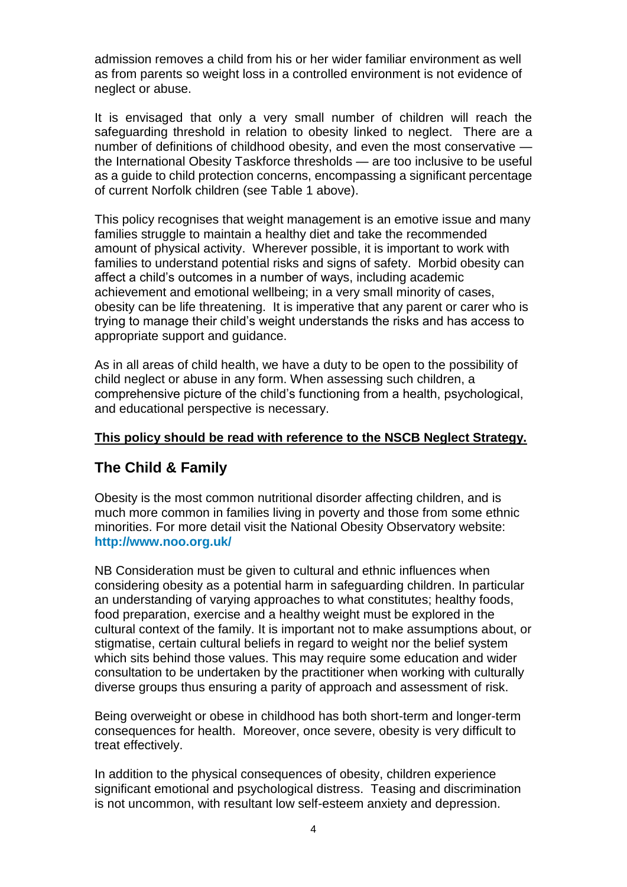admission removes a child from his or her wider familiar environment as well as from parents so weight loss in a controlled environment is not evidence of neglect or abuse.

It is envisaged that only a very small number of children will reach the safeguarding threshold in relation to obesity linked to neglect. There are a number of definitions of childhood obesity, and even the most conservative — the International Obesity Taskforce thresholds — are too inclusive to be useful as a guide to child protection concerns, encompassing a significant percentage of current Norfolk children (see Table 1 above).

This policy recognises that weight management is an emotive issue and many families struggle to maintain a healthy diet and take the recommended amount of physical activity. Wherever possible, it is important to work with families to understand potential risks and signs of safety. Morbid obesity can affect a child's outcomes in a number of ways, including academic achievement and emotional wellbeing; in a very small minority of cases, obesity can be life threatening. It is imperative that any parent or carer who is trying to manage their child's weight understands the risks and has access to appropriate support and guidance.

As in all areas of child health, we have a duty to be open to the possibility of child neglect or abuse in any form. When assessing such children, a comprehensive picture of the child's functioning from a health, psychological, and educational perspective is necessary.

**This policy should be read with reference to the NSCB Neglect Strategy.**

## The Child & Family

Obesity is the most common nutritional disorder affecting children, and is much more common in families living in poverty and those from some ethnic minorities. For more detail visit the National Obesity Observatory website: **http://www.noo.org.uk/**

NB Consideration must be given to cultural and ethnic influences when considering obesity as a potential harm in safeguarding children. In particular an understanding of varying approaches to what constitutes; healthy foods, food preparation, exercise and a healthy weight must be explored in the cultural context of the family. It is important not to make assumptions about, or stigmatise, certain cultural beliefs in regard to weight nor the belief system which sits behind those values. This may require some education and wider consultation to be undertaken by the practitioner when working with culturally diverse groups thus ensuring a parity of approach and assessment of risk.

Being overweight or obese in childhood has both short-term and longer-term consequences for health. Moreover, once severe, obesity is very difficult to treat effectively.

In addition to the physical consequences of obesity, children experience significant emotional and psychological distress. Teasing and discrimination is not uncommon, with resultant low self-esteem anxiety and depression.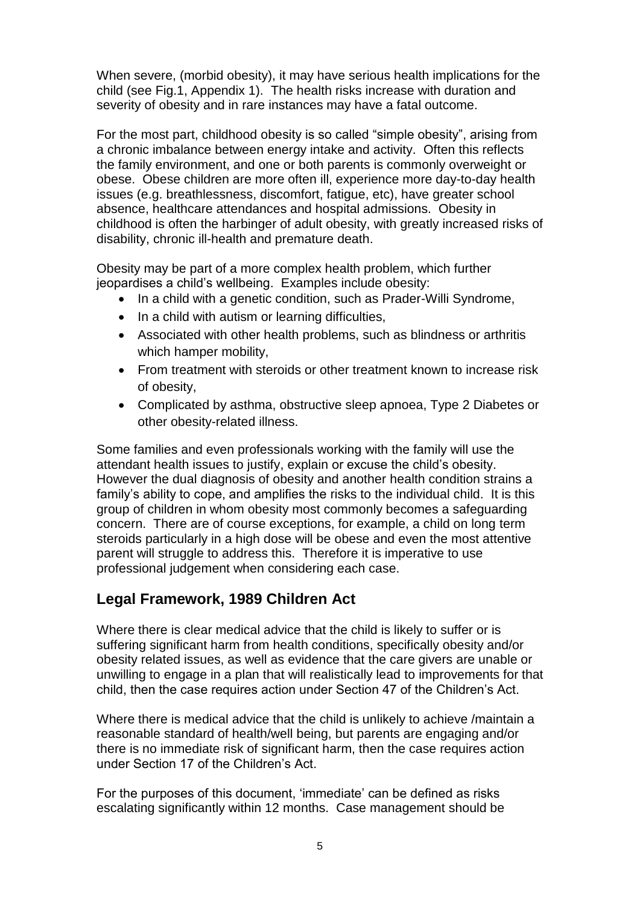When severe, (morbid obesity), it may have serious health implications for the child (see Fig.1, Appendix 1). The health risks increase with duration and severity of obesity and in rare instances may have a fatal outcome.

For the most part, childhood obesity is so called "simple obesity", arising from a chronic imbalance between energy intake and activity. Often this reflects the family environment, and one or both parents is commonly overweight or obese. Obese children are more often ill, experience more day-to-day health issues (e.g. breathlessness, discomfort, fatigue, etc), have greater school absence, healthcare attendances and hospital admissions. Obesity in childhood is often the harbinger of adult obesity, with greatly increased risks of disability, chronic ill-health and premature death.

Obesity may be part of a more complex health problem, which further jeopardises a child's wellbeing. Examples include obesity:

- In a child with a genetic condition, such as Prader-Willi Syndrome,
- In a child with autism or learning difficulties,
- Associated with other health problems, such as blindness or arthritis which hamper mobility,
- From treatment with steroids or other treatment known to increase risk of obesity,
- Complicated by asthma, obstructive sleep apnoea, Type 2 Diabetes or other obesity-related illness.

Some families and even professionals working with the family will use the attendant health issues to justify, explain or excuse the child's obesity. However the dual diagnosis of obesity and another health condition strains a family's ability to cope, and amplifies the risks to the individual child. It is this group of children in whom obesity most commonly becomes a safeguarding concern. There are of course exceptions, for example, a child on long term steroids particularly in a high dose will be obese and even the most attentive parent will struggle to address this. Therefore it is imperative to use professional judgement when considering each case.

## Legal Framework, 1989 Children Act

Where there is clear medical advice that the child is likely to suffer or is suffering significant harm from health conditions, specifically obesity and/or obesity related issues, as well as evidence that the care givers are unable or unwilling to engage in a plan that will realistically lead to improvements for that child, then the case requires action under Section 47 of the Children's Act.

Where there is medical advice that the child is unlikely to achieve /maintain a reasonable standard of health/well being, but parents are engaging and/or there is no immediate risk of significant harm, then the case requires action under Section 17 of the Children's Act.

For the purposes of this document, 'immediate' can be defined as risks escalating significantly within 12 months. Case management should be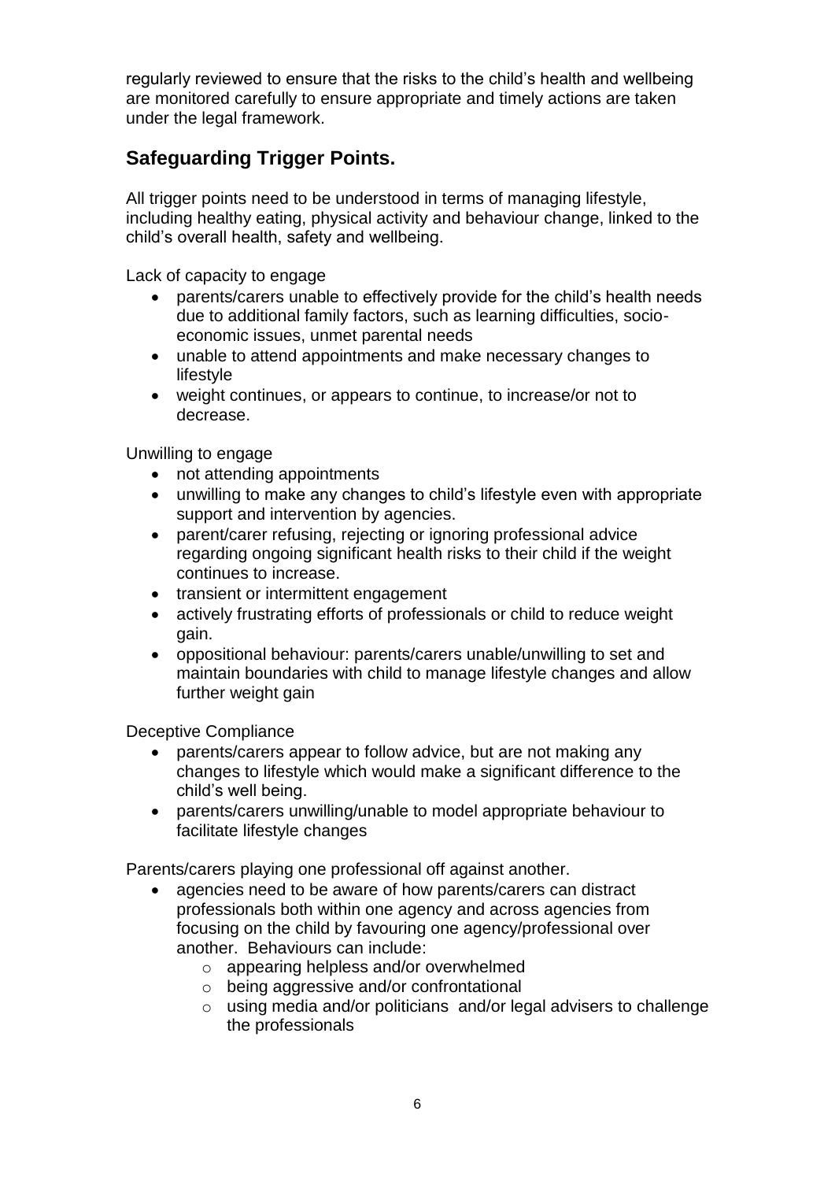regularly reviewed to ensure that the risks to the child's health and wellbeing are monitored carefully to ensure appropriate and timely actions are taken under the legal framework.

## Safeguarding Trigger Points.

All trigger points need to be understood in terms of managing lifestyle, including healthy eating, physical activity and behaviour change, linked to the child's overall health, safety and wellbeing.

Lack of capacity to engage

- parents/carers unable to effectively provide for the child's health needs due to additional family factors, such as learning difficulties, socio-economic issues, unmet parental needs
- unable to attend appointments and make necessary changes to lifestyle
- weight continues, or appears to continue, to increase/or not to decrease.

Unwilling to engage

- not attending appointments
- unwilling to make any changes to child's lifestyle even with appropriate support and intervention by agencies.
- parent/carer refusing, rejecting or ignoring professional advice regarding ongoing significant health risks to their child if the weight continues to increase.
- transient or intermittent engagement
- actively frustrating efforts of professionals or child to reduce weight gain.
- oppositional behaviour: parents/carers unable/unwilling to set and maintain boundaries with child to manage lifestyle changes and allow further weight gain

Deceptive Compliance

- parents/carers appear to follow advice, but are not making any changes to lifestyle which would make a significant difference to the child's well being.
- parents/carers unwilling/unable to model appropriate behaviour to facilitate lifestyle changes

Parents/carers playing one professional off against another.

- agencies need to be aware of how parents/carers can distract professionals both within one agency and across agencies from focusing on the child by favouring one agency/professional over another. Behaviours can include:
  - appearing helpless and/or overwhelmed
  - being aggressive and/or confrontational
  - using media and/or politicians and/or legal advisers to challenge the professionals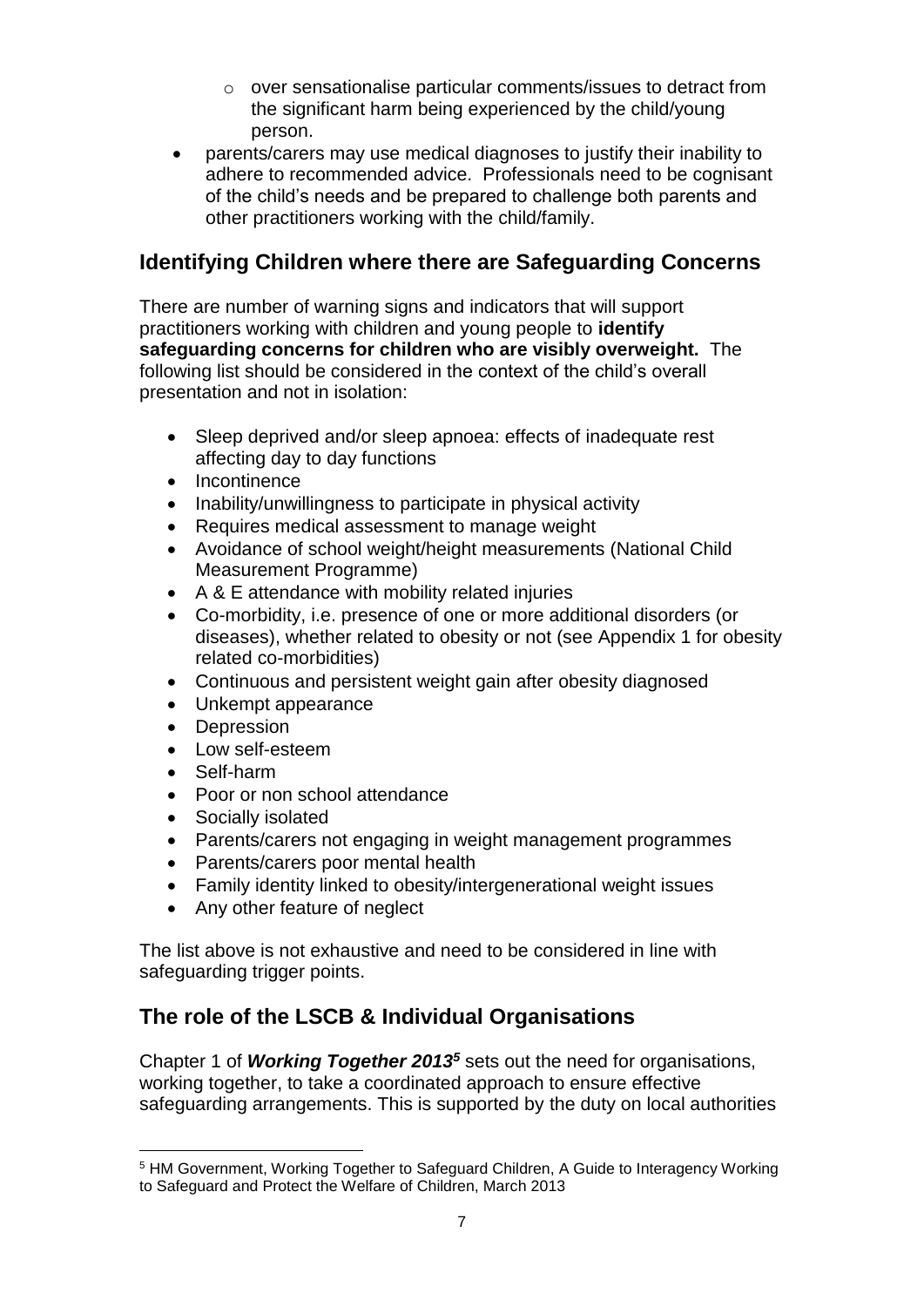- over sensationalise particular comments/issues to detract from the significant harm being experienced by the child/young person.

- parents/carers may use medical diagnoses to justify their inability to adhere to recommended advice. Professionals need to be cognisant of the child's needs and be prepared to challenge both parents and other practitioners working with the child/family.

## Identifying Children where there are Safeguarding Concerns

There are number of warning signs and indicators that will support practitioners working with children and young people to **identify safeguarding concerns for children who are visibly overweight.** The following list should be considered in the context of the child's overall presentation and not in isolation:

- Sleep deprived and/or sleep apnoea: effects of inadequate rest affecting day to day functions
- Incontinence
- Inability/unwillingness to participate in physical activity
- Requires medical assessment to manage weight
- Avoidance of school weight/height measurements (National Child Measurement Programme)
- A & E attendance with mobility related injuries
- Co-morbidity, i.e. presence of one or more additional disorders (or diseases), whether related to obesity or not (see Appendix 1 for obesity related co-morbidities)
- Continuous and persistent weight gain after obesity diagnosed
- Unkempt appearance
- Depression
- Low self-esteem
- Self-harm
- Poor or non school attendance
- Socially isolated
- Parents/carers not engaging in weight management programmes
- Parents/carers poor mental health
- Family identity linked to obesity/intergenerational weight issues
- Any other feature of neglect

The list above is not exhaustive and need to be considered in line with safeguarding trigger points.

## The role of the LSCB & Individual Organisations

Chapter 1 of ***Working Together 2013***[5] sets out the need for organisations, working together, to take a coordinated approach to ensure effective safeguarding arrangements. This is supported by the duty on local authorities

[5] HM Government, Working Together to Safeguard Children, A Guide to Interagency Working to Safeguard and Protect the Welfare of Children, March 2013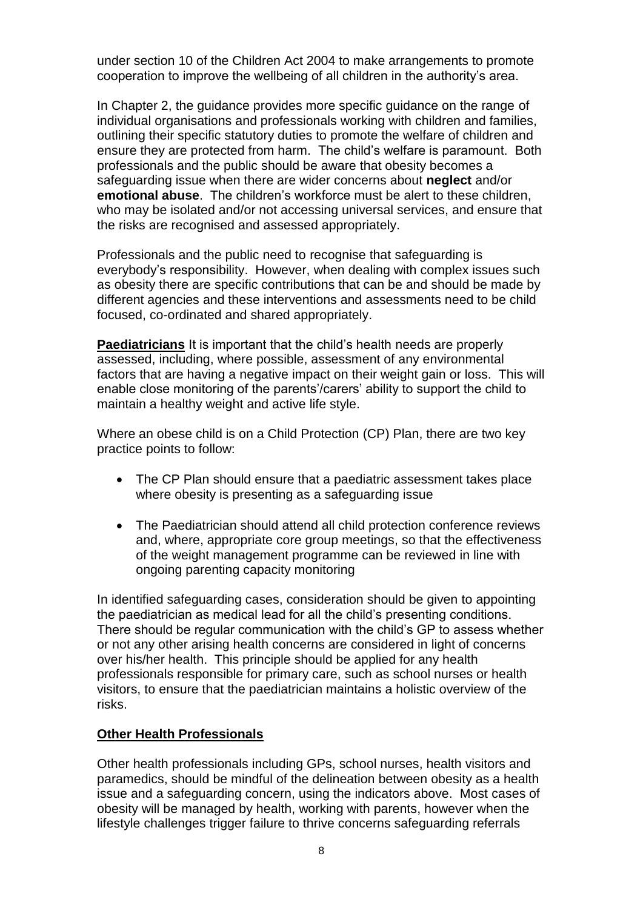under section 10 of the Children Act 2004 to make arrangements to promote cooperation to improve the wellbeing of all children in the authority's area.

In Chapter 2, the guidance provides more specific guidance on the range of individual organisations and professionals working with children and families, outlining their specific statutory duties to promote the welfare of children and ensure they are protected from harm. The child's welfare is paramount. Both professionals and the public should be aware that obesity becomes a safeguarding issue when there are wider concerns about **neglect** and/or **emotional abuse**. The children's workforce must be alert to these children, who may be isolated and/or not accessing universal services, and ensure that the risks are recognised and assessed appropriately.

Professionals and the public need to recognise that safeguarding is everybody's responsibility. However, when dealing with complex issues such as obesity there are specific contributions that can be and should be made by different agencies and these interventions and assessments need to be child focused, co-ordinated and shared appropriately.

**Paediatricians** It is important that the child's health needs are properly assessed, including, where possible, assessment of any environmental factors that are having a negative impact on their weight gain or loss. This will enable close monitoring of the parents'/carers' ability to support the child to maintain a healthy weight and active life style.

Where an obese child is on a Child Protection (CP) Plan, there are two key practice points to follow:

- The CP Plan should ensure that a paediatric assessment takes place where obesity is presenting as a safeguarding issue
- The Paediatrician should attend all child protection conference reviews and, where, appropriate core group meetings, so that the effectiveness of the weight management programme can be reviewed in line with ongoing parenting capacity monitoring

In identified safeguarding cases, consideration should be given to appointing the paediatrician as medical lead for all the child's presenting conditions. There should be regular communication with the child's GP to assess whether or not any other arising health concerns are considered in light of concerns over his/her health. This principle should be applied for any health professionals responsible for primary care, such as school nurses or health visitors, to ensure that the paediatrician maintains a holistic overview of the risks.

**Other Health Professionals**

Other health professionals including GPs, school nurses, health visitors and paramedics, should be mindful of the delineation between obesity as a health issue and a safeguarding concern, using the indicators above. Most cases of obesity will be managed by health, working with parents, however when the lifestyle challenges trigger failure to thrive concerns safeguarding referrals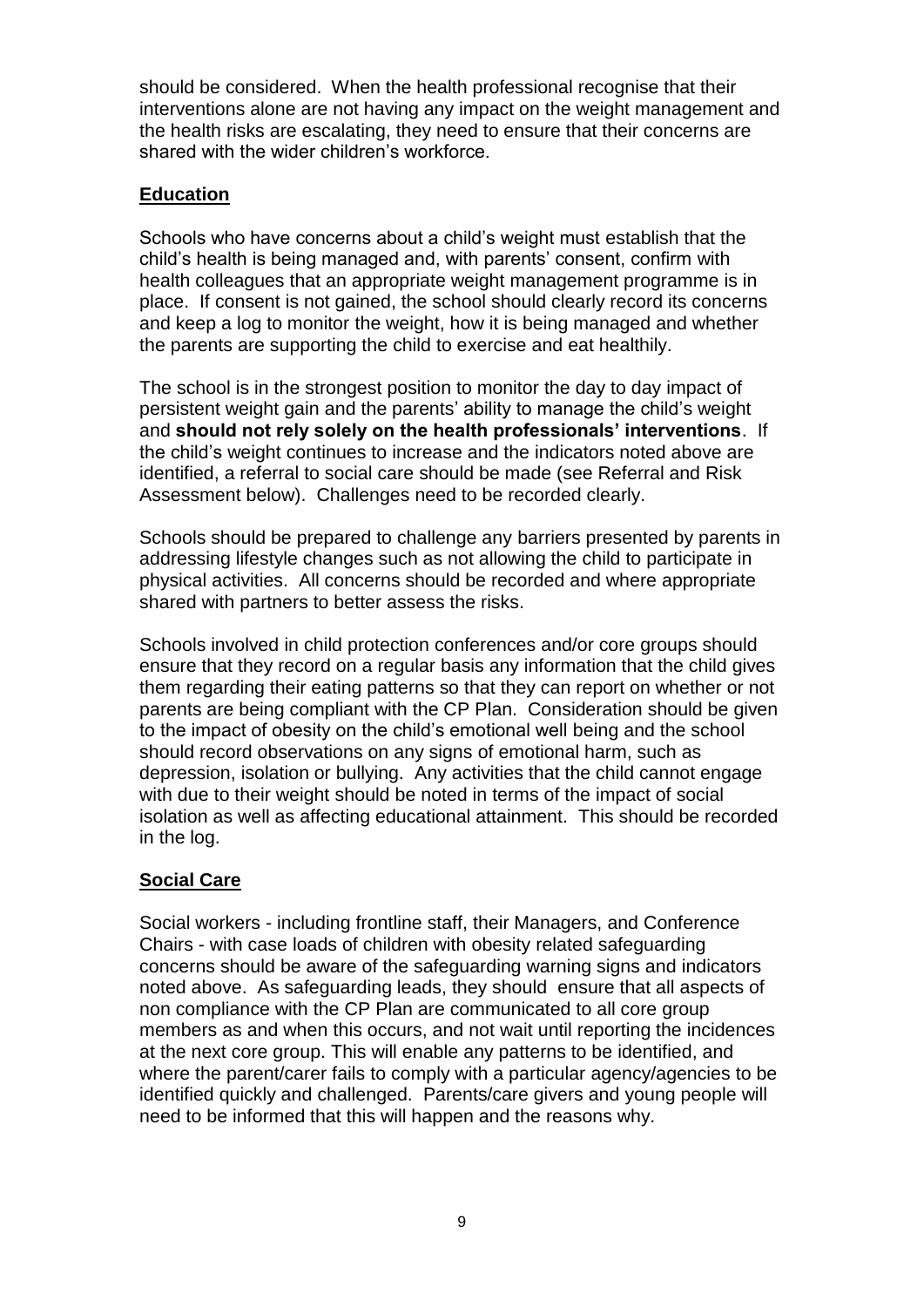should be considered. When the health professional recognise that their interventions alone are not having any impact on the weight management and the health risks are escalating, they need to ensure that their concerns are shared with the wider children's workforce.

## Education

Schools who have concerns about a child's weight must establish that the child's health is being managed and, with parents' consent, confirm with health colleagues that an appropriate weight management programme is in place. If consent is not gained, the school should clearly record its concerns and keep a log to monitor the weight, how it is being managed and whether the parents are supporting the child to exercise and eat healthily.

The school is in the strongest position to monitor the day to day impact of persistent weight gain and the parents' ability to manage the child's weight and **should not rely solely on the health professionals' interventions**. If the child's weight continues to increase and the indicators noted above are identified, a referral to social care should be made (see Referral and Risk Assessment below). Challenges need to be recorded clearly.

Schools should be prepared to challenge any barriers presented by parents in addressing lifestyle changes such as not allowing the child to participate in physical activities. All concerns should be recorded and where appropriate shared with partners to better assess the risks.

Schools involved in child protection conferences and/or core groups should ensure that they record on a regular basis any information that the child gives them regarding their eating patterns so that they can report on whether or not parents are being compliant with the CP Plan. Consideration should be given to the impact of obesity on the child's emotional well being and the school should record observations on any signs of emotional harm, such as depression, isolation or bullying. Any activities that the child cannot engage with due to their weight should be noted in terms of the impact of social isolation as well as affecting educational attainment. This should be recorded in the log.

## Social Care

Social workers - including frontline staff, their Managers, and Conference Chairs - with case loads of children with obesity related safeguarding concerns should be aware of the safeguarding warning signs and indicators noted above. As safeguarding leads, they should ensure that all aspects of non compliance with the CP Plan are communicated to all core group members as and when this occurs, and not wait until reporting the incidences at the next core group. This will enable any patterns to be identified, and where the parent/carer fails to comply with a particular agency/agencies to be identified quickly and challenged. Parents/care givers and young people will need to be informed that this will happen and the reasons why.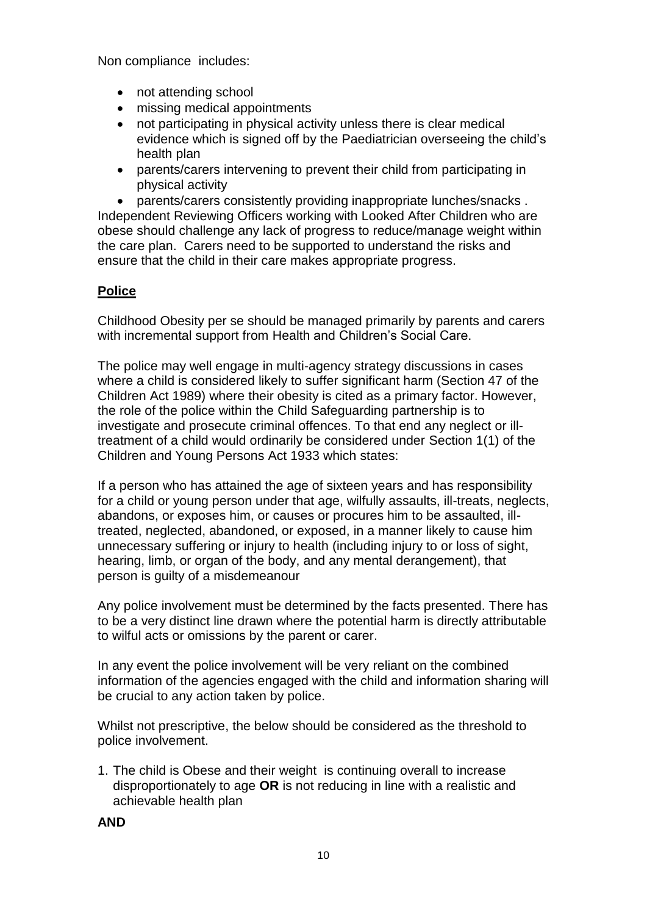Non compliance  includes:

- not attending school
- missing medical appointments
- not participating in physical activity unless there is clear medical evidence which is signed off by the Paediatrician overseeing the child's health plan
- parents/carers intervening to prevent their child from participating in physical activity
- parents/carers consistently providing inappropriate lunches/snacks .

Independent Reviewing Officers working with Looked After Children who are obese should challenge any lack of progress to reduce/manage weight within the care plan.  Carers need to be supported to understand the risks and ensure that the child in their care makes appropriate progress.

## Police

Childhood Obesity per se should be managed primarily by parents and carers with incremental support from Health and Children's Social Care.

The police may well engage in multi-agency strategy discussions in cases where a child is considered likely to suffer significant harm (Section 47 of the Children Act 1989) where their obesity is cited as a primary factor. However, the role of the police within the Child Safeguarding partnership is to investigate and prosecute criminal offences. To that end any neglect or ill-treatment of a child would ordinarily be considered under Section 1(1) of the Children and Young Persons Act 1933 which states:

If a person who has attained the age of sixteen years and has responsibility for a child or young person under that age, wilfully assaults, ill-treats, neglects, abandons, or exposes him, or causes or procures him to be assaulted, ill-treated, neglected, abandoned, or exposed, in a manner likely to cause him unnecessary suffering or injury to health (including injury to or loss of sight, hearing, limb, or organ of the body, and any mental derangement), that person is guilty of a misdemeanour

Any police involvement must be determined by the facts presented. There has to be a very distinct line drawn where the potential harm is directly attributable to wilful acts or omissions by the parent or carer.

In any event the police involvement will be very reliant on the combined information of the agencies engaged with the child and information sharing will be crucial to any action taken by police.

Whilst not prescriptive, the below should be considered as the threshold to police involvement.

1. The child is Obese and their weight  is continuing overall to increase disproportionately to age **OR** is not reducing in line with a realistic and achievable health plan

**AND**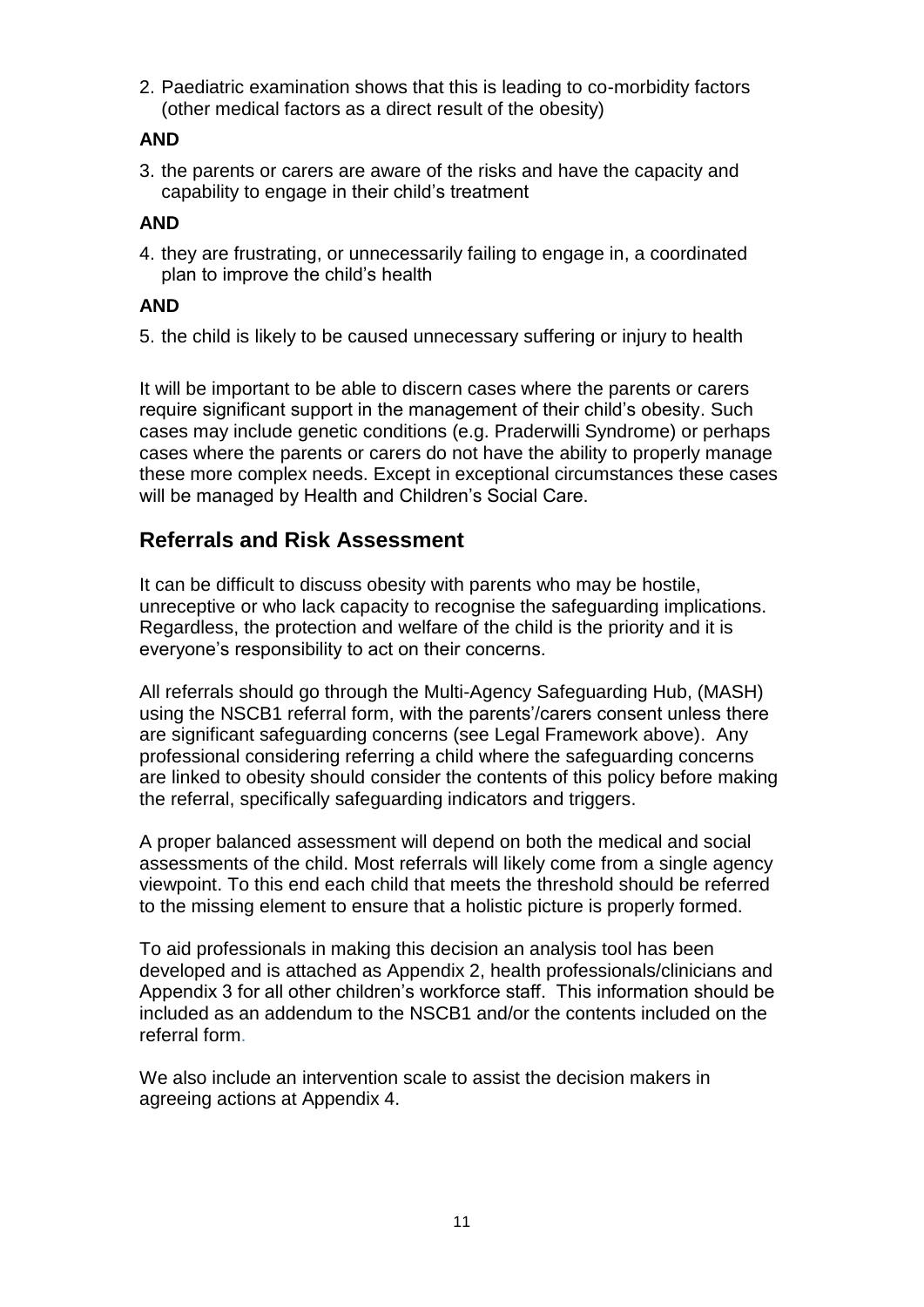2. Paediatric examination shows that this is leading to co-morbidity factors (other medical factors as a direct result of the obesity)

**AND**

3. the parents or carers are aware of the risks and have the capacity and capability to engage in their child's treatment

**AND**

4. they are frustrating, or unnecessarily failing to engage in, a coordinated plan to improve the child's health

**AND**

5. the child is likely to be caused unnecessary suffering or injury to health

It will be important to be able to discern cases where the parents or carers require significant support in the management of their child's obesity. Such cases may include genetic conditions (e.g. Praderwilli Syndrome) or perhaps cases where the parents or carers do not have the ability to properly manage these more complex needs. Except in exceptional circumstances these cases will be managed by Health and Children's Social Care.

## Referrals and Risk Assessment

It can be difficult to discuss obesity with parents who may be hostile, unreceptive or who lack capacity to recognise the safeguarding implications. Regardless, the protection and welfare of the child is the priority and it is everyone's responsibility to act on their concerns.

All referrals should go through the Multi-Agency Safeguarding Hub, (MASH) using the NSCB1 referral form, with the parents'/carers consent unless there are significant safeguarding concerns (see Legal Framework above). Any professional considering referring a child where the safeguarding concerns are linked to obesity should consider the contents of this policy before making the referral, specifically safeguarding indicators and triggers.

A proper balanced assessment will depend on both the medical and social assessments of the child. Most referrals will likely come from a single agency viewpoint. To this end each child that meets the threshold should be referred to the missing element to ensure that a holistic picture is properly formed.

To aid professionals in making this decision an analysis tool has been developed and is attached as Appendix 2, health professionals/clinicians and Appendix 3 for all other children's workforce staff. This information should be included as an addendum to the NSCB1 and/or the contents included on the referral form.

We also include an intervention scale to assist the decision makers in agreeing actions at Appendix 4.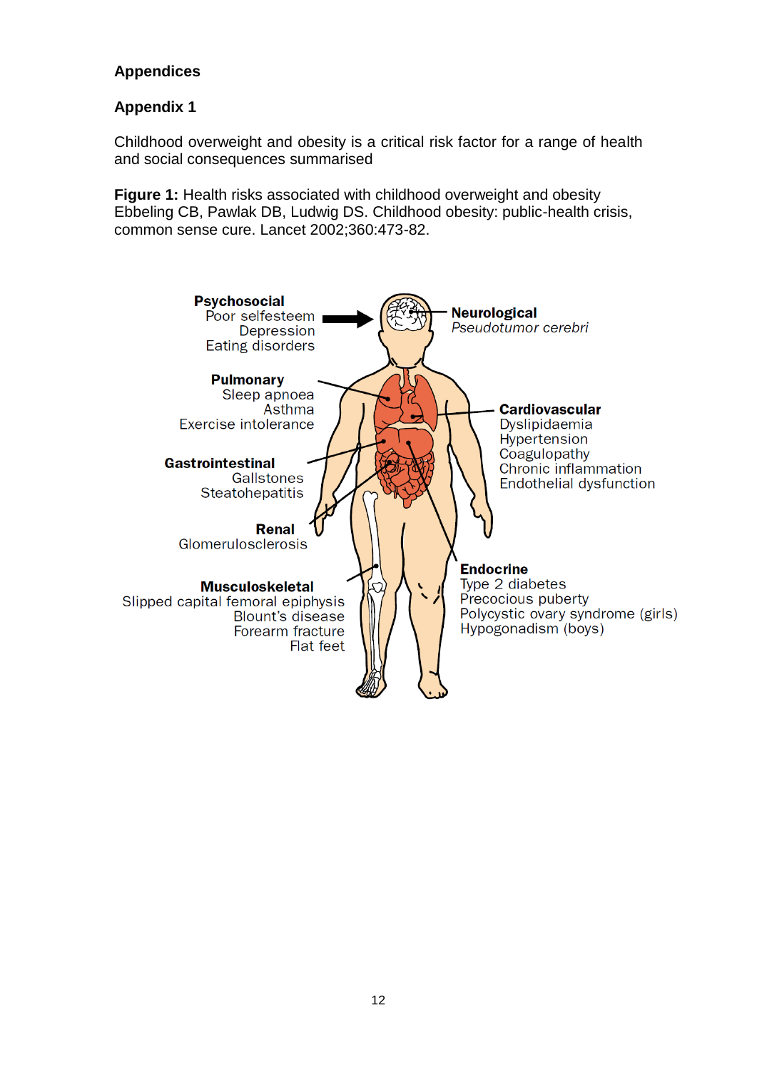## Appendices

### Appendix 1

Childhood overweight and obesity is a critical risk factor for a range of health and social consequences summarised

**Figure 1:** Health risks associated with childhood overweight and obesity Ebbeling CB, Pawlak DB, Ludwig DS. Childhood obesity: public-health crisis, common sense cure. Lancet 2002;360:473-82.

**Psychosocial**
Poor selfesteem
Depression
Eating disorders

**Neurological**
*Pseudotumor cerebri*

**Pulmonary**
Sleep apnoea
Asthma
Exercise intolerance

**Cardiovascular**
Dyslipidaemia
Hypertension
Coagulopathy
Chronic inflammation
Endothelial dysfunction

**Gastrointestinal**
Gallstones
Steatohepatitis

**Renal**
Glomerulosclerosis

**Endocrine**
Type 2 diabetes
Precocious puberty
Polycystic ovary syndrome (girls)
Hypogonadism (boys)

**Musculoskeletal**
Slipped capital femoral epiphysis
Blount's disease
Forearm fracture
Flat feet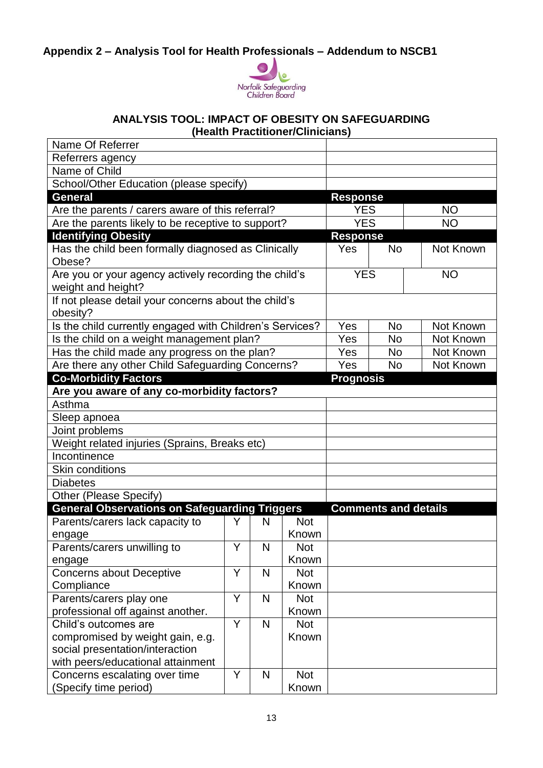## Appendix 2 – Analysis Tool for Health Professionals – Addendum to NSCB1

Norfolk Safeguarding Children Board

### ANALYSIS TOOL: IMPACT OF OBESITY ON SAFEGUARDING
### (Health Practitioner/Clinicians)

| | | | |
|---|---|---|---|
| Name Of Referrer | | | |
| Referrers agency | | | |
| Name of Child | | | |
| School/Other Education (please specify) | | | |
| **General** | **Response** | | |
| Are the parents / carers aware of this referral? | YES | | NO |
| Are the parents likely to be receptive to support? | YES | | NO |
| **Identifying Obesity** | **Response** | | |
| Has the child been formally diagnosed as Clinically Obese? | Yes | No | Not Known |
| Are you or your agency actively recording the child's weight and height? | YES | | NO |
| If not please detail your concerns about the child's obesity? | | | |
| Is the child currently engaged with Children's Services? | Yes | No | Not Known |
| Is the child on a weight management plan? | Yes | No | Not Known |
| Has the child made any progress on the plan? | Yes | No | Not Known |
| Are there any other Child Safeguarding Concerns? | Yes | No | Not Known |
| **Co-Morbidity Factors** | **Prognosis** | | |
| **Are you aware of any co-morbidity factors?** | | | |
| Asthma | | | |
| Sleep apnoea | | | |
| Joint problems | | | |
| Weight related injuries (Sprains, Breaks etc) | | | |
| Incontinence | | | |
| Skin conditions | | | |
| Diabetes | | | |
| Other (Please Specify) | | | |

| General Observations on Safeguarding Triggers | | | | Comments and details |
|---|---|---|---|---|
| Parents/carers lack capacity to engage | Y | N | Not Known | |
| Parents/carers unwilling to engage | Y | N | Not Known | |
| Concerns about Deceptive Compliance | Y | N | Not Known | |
| Parents/carers play one professional off against another. | Y | N | Not Known | |
| Child's outcomes are compromised by weight gain, e.g. social presentation/interaction with peers/educational attainment | Y | N | Not Known | |
| Concerns escalating over time (Specify time period) | Y | N | Not Known | |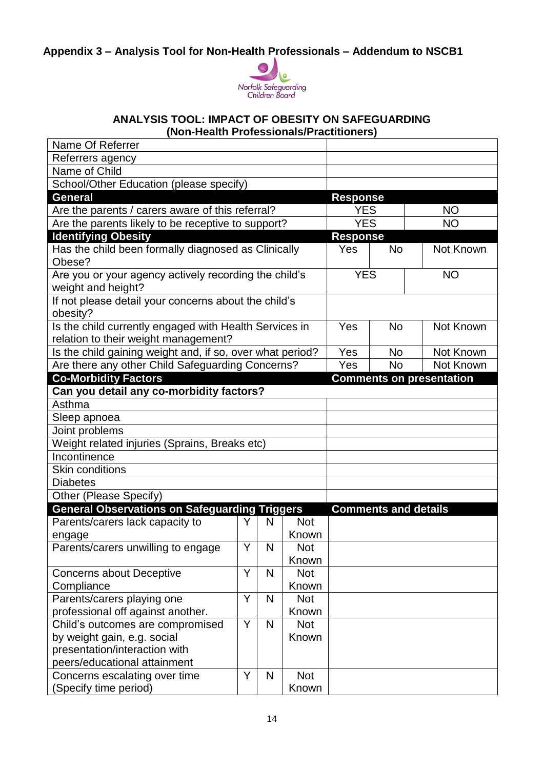## Appendix 3 – Analysis Tool for Non-Health Professionals – Addendum to NSCB1

Norfolk Safeguarding Children Board

### ANALYSIS TOOL: IMPACT OF OBESITY ON SAFEGUARDING
### (Non-Health Professionals/Practitioners)

| | | | |
|---|---|---|---|
| Name Of Referrer | | | |
| Referrers agency | | | |
| Name of Child | | | |
| School/Other Education (please specify) | | | |
| **General** | **Response** | | |
| Are the parents / carers aware of this referral? | YES | | NO |
| Are the parents likely to be receptive to support? | YES | | NO |
| **Identifying Obesity** | **Response** | | |
| Has the child been formally diagnosed as Clinically Obese? | Yes | No | Not Known |
| Are you or your agency actively recording the child's weight and height? | YES | | NO |
| If not please detail your concerns about the child's obesity? | | | |
| Is the child currently engaged with Health Services in relation to their weight management? | Yes | No | Not Known |
| Is the child gaining weight and, if so, over what period? | Yes | No | Not Known |
| Are there any other Child Safeguarding Concerns? | Yes | No | Not Known |
| **Co-Morbidity Factors** | **Comments on presentation** | | |
| **Can you detail any co-morbidity factors?** | | | |
| Asthma | | | |
| Sleep apnoea | | | |
| Joint problems | | | |
| Weight related injuries (Sprains, Breaks etc) | | | |
| Incontinence | | | |
| Skin conditions | | | |
| Diabetes | | | |
| Other (Please Specify) | | | |

| General Observations on Safeguarding Triggers | | | | Comments and details |
|---|---|---|---|---|
| Parents/carers lack capacity to engage | Y | N | Not Known | |
| Parents/carers unwilling to engage | Y | N | Not Known | |
| Concerns about Deceptive Compliance | Y | N | Not Known | |
| Parents/carers playing one professional off against another. | Y | N | Not Known | |
| Child's outcomes are compromised by weight gain, e.g. social presentation/interaction with peers/educational attainment | Y | N | Not Known | |
| Concerns escalating over time (Specify time period) | Y | N | Not Known | |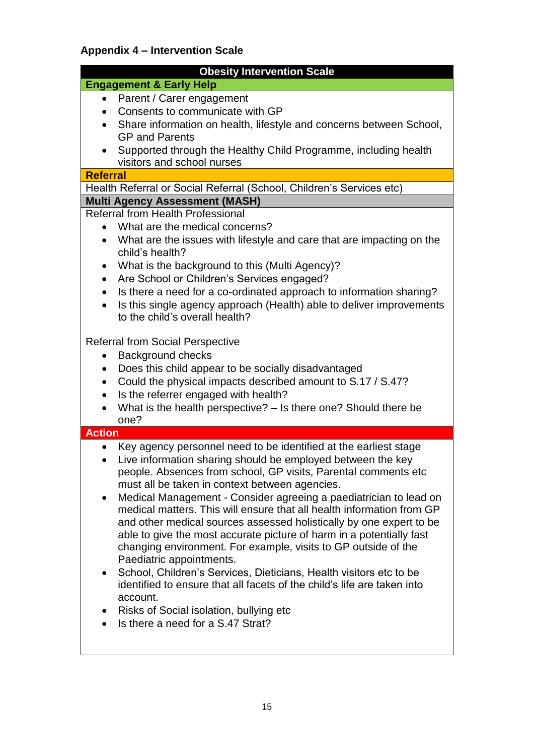## Appendix 4 – Intervention Scale

### Obesity Intervention Scale

#### Engagement & Early Help

- Parent / Carer engagement
- Consents to communicate with GP
- Share information on health, lifestyle and concerns between School, GP and Parents
- Supported through the Healthy Child Programme, including health visitors and school nurses

#### Referral

Health Referral or Social Referral (School, Children's Services etc)

#### Multi Agency Assessment (MASH)

Referral from Health Professional

- What are the medical concerns?
- What are the issues with lifestyle and care that are impacting on the child's health?
- What is the background to this (Multi Agency)?
- Are School or Children's Services engaged?
- Is there a need for a co-ordinated approach to information sharing?
- Is this single agency approach (Health) able to deliver improvements to the child's overall health?

Referral from Social Perspective

- Background checks
- Does this child appear to be socially disadvantaged
- Could the physical impacts described amount to S.17 / S.47?
- Is the referrer engaged with health?
- What is the health perspective? – Is there one? Should there be one?

#### Action

- Key agency personnel need to be identified at the earliest stage
- Live information sharing should be employed between the key people. Absences from school, GP visits, Parental comments etc must all be taken in context between agencies.
- Medical Management - Consider agreeing a paediatrician to lead on medical matters. This will ensure that all health information from GP and other medical sources assessed holistically by one expert to be able to give the most accurate picture of harm in a potentially fast changing environment. For example, visits to GP outside of the Paediatric appointments.
- School, Children's Services, Dieticians, Health visitors etc to be identified to ensure that all facets of the child's life are taken into account.
- Risks of Social isolation, bullying etc
- Is there a need for a S.47 Strat?